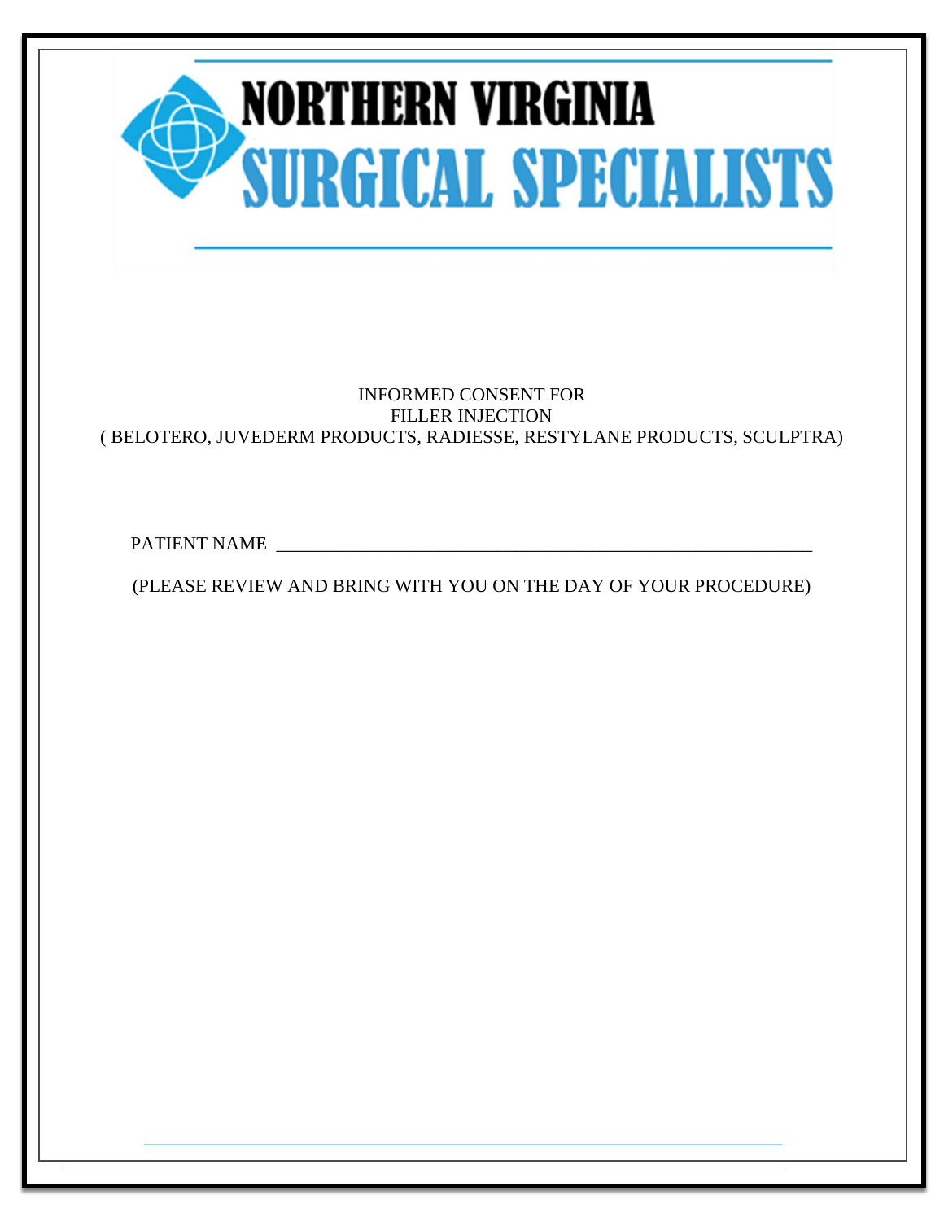# NORTHERN VIRGINIA SURGICAL SPECIALISTS

INFORMED CONSENT FOR
FILLER INJECTION
( BELOTERO, JUVEDERM PRODUCTS, RADIESSE, RESTYLANE PRODUCTS, SCULPTRA)

PATIENT NAME ____________________________________________________________

(PLEASE REVIEW AND BRING WITH YOU ON THE DAY OF YOUR PROCEDURE)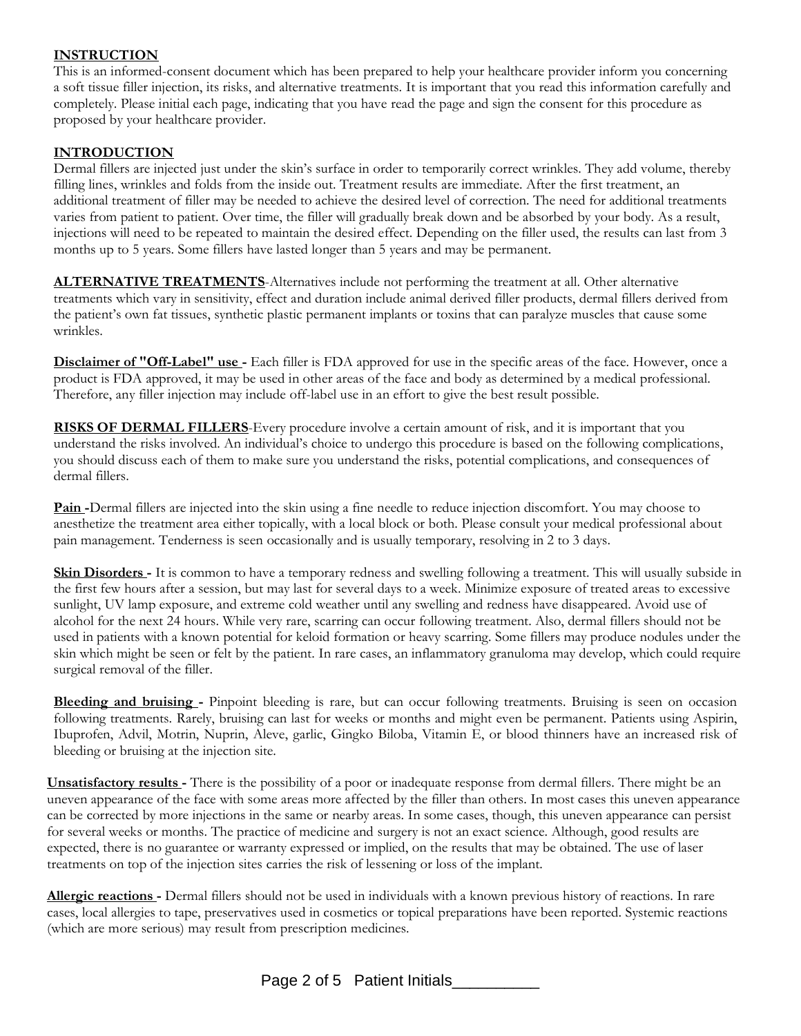## INSTRUCTION

This is an informed-consent document which has been prepared to help your healthcare provider inform you concerning a soft tissue filler injection, its risks, and alternative treatments. It is important that you read this information carefully and completely. Please initial each page, indicating that you have read the page and sign the consent for this procedure as proposed by your healthcare provider.

## INTRODUCTION

Dermal fillers are injected just under the skin's surface in order to temporarily correct wrinkles. They add volume, thereby filling lines, wrinkles and folds from the inside out. Treatment results are immediate. After the first treatment, an additional treatment of filler may be needed to achieve the desired level of correction. The need for additional treatments varies from patient to patient. Over time, the filler will gradually break down and be absorbed by your body. As a result, injections will need to be repeated to maintain the desired effect. Depending on the filler used, the results can last from 3 months up to 5 years. Some fillers have lasted longer than 5 years and may be permanent.

**ALTERNATIVE TREATMENTS**-Alternatives include not performing the treatment at all. Other alternative treatments which vary in sensitivity, effect and duration include animal derived filler products, dermal fillers derived from the patient's own fat tissues, synthetic plastic permanent implants or toxins that can paralyze muscles that cause some wrinkles.

**Disclaimer of "Off-Label" use -** Each filler is FDA approved for use in the specific areas of the face. However, once a product is FDA approved, it may be used in other areas of the face and body as determined by a medical professional. Therefore, any filler injection may include off-label use in an effort to give the best result possible.

**RISKS OF DERMAL FILLERS**-Every procedure involve a certain amount of risk, and it is important that you understand the risks involved. An individual's choice to undergo this procedure is based on the following complications, you should discuss each of them to make sure you understand the risks, potential complications, and consequences of dermal fillers.

**Pain -**Dermal fillers are injected into the skin using a fine needle to reduce injection discomfort. You may choose to anesthetize the treatment area either topically, with a local block or both. Please consult your medical professional about pain management. Tenderness is seen occasionally and is usually temporary, resolving in 2 to 3 days.

**Skin Disorders -** It is common to have a temporary redness and swelling following a treatment. This will usually subside in the first few hours after a session, but may last for several days to a week. Minimize exposure of treated areas to excessive sunlight, UV lamp exposure, and extreme cold weather until any swelling and redness have disappeared. Avoid use of alcohol for the next 24 hours. While very rare, scarring can occur following treatment. Also, dermal fillers should not be used in patients with a known potential for keloid formation or heavy scarring. Some fillers may produce nodules under the skin which might be seen or felt by the patient. In rare cases, an inflammatory granuloma may develop, which could require surgical removal of the filler.

**Bleeding and bruising -** Pinpoint bleeding is rare, but can occur following treatments. Bruising is seen on occasion following treatments. Rarely, bruising can last for weeks or months and might even be permanent. Patients using Aspirin, Ibuprofen, Advil, Motrin, Nuprin, Aleve, garlic, Gingko Biloba, Vitamin E, or blood thinners have an increased risk of bleeding or bruising at the injection site.

**Unsatisfactory results -** There is the possibility of a poor or inadequate response from dermal fillers. There might be an uneven appearance of the face with some areas more affected by the filler than others. In most cases this uneven appearance can be corrected by more injections in the same or nearby areas. In some cases, though, this uneven appearance can persist for several weeks or months. The practice of medicine and surgery is not an exact science. Although, good results are expected, there is no guarantee or warranty expressed or implied, on the results that may be obtained. The use of laser treatments on top of the injection sites carries the risk of lessening or loss of the implant.

**Allergic reactions -** Dermal fillers should not be used in individuals with a known previous history of reactions. In rare cases, local allergies to tape, preservatives used in cosmetics or topical preparations have been reported. Systemic reactions (which are more serious) may result from prescription medicines.

Patient Initials__________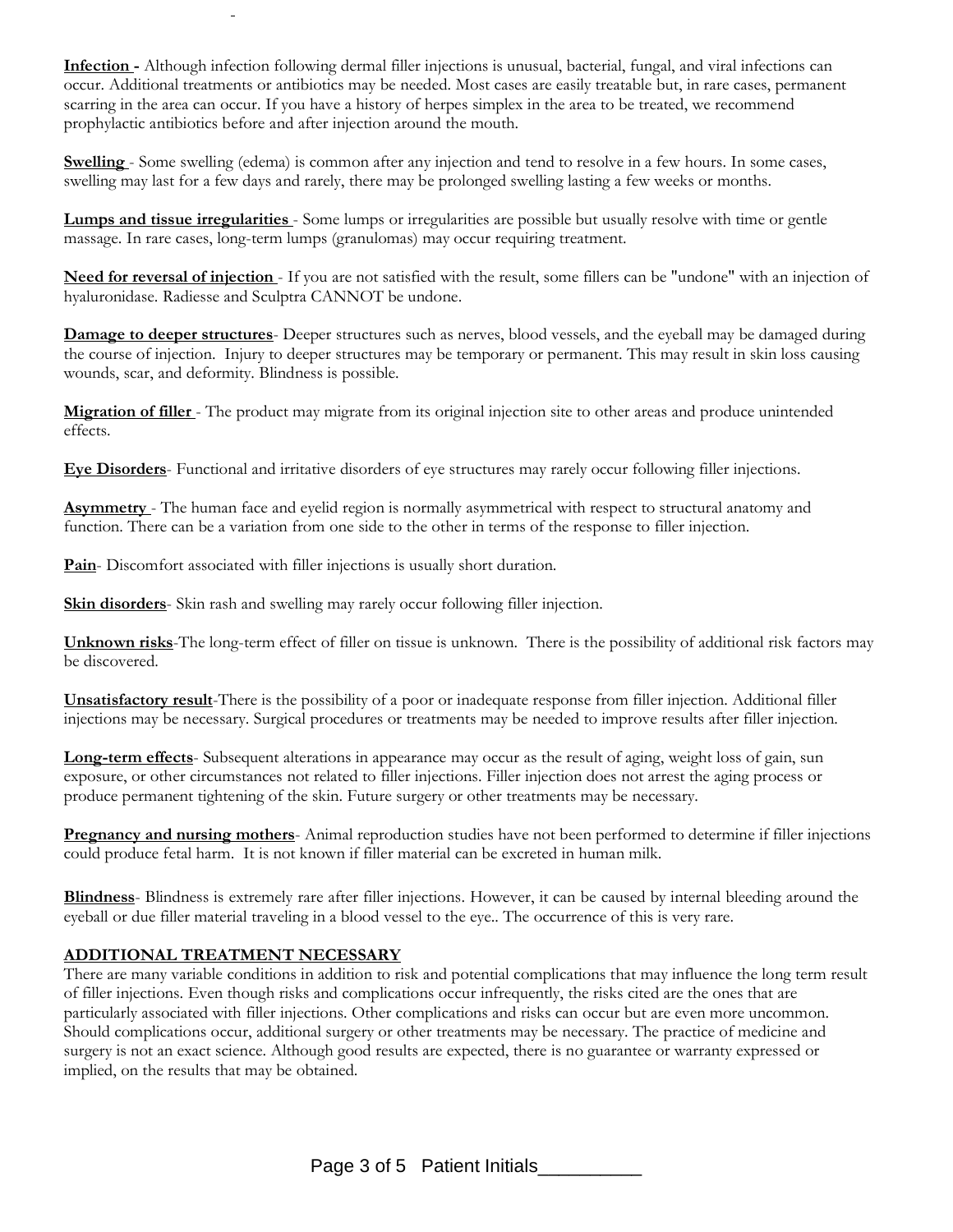**Infection -** Although infection following dermal filler injections is unusual, bacterial, fungal, and viral infections can occur. Additional treatments or antibiotics may be needed. Most cases are easily treatable but, in rare cases, permanent scarring in the area can occur. If you have a history of herpes simplex in the area to be treated, we recommend prophylactic antibiotics before and after injection around the mouth.

**Swelling** - Some swelling (edema) is common after any injection and tend to resolve in a few hours. In some cases, swelling may last for a few days and rarely, there may be prolonged swelling lasting a few weeks or months.

**Lumps and tissue irregularities** - Some lumps or irregularities are possible but usually resolve with time or gentle massage. In rare cases, long-term lumps (granulomas) may occur requiring treatment.

**Need for reversal of injection** - If you are not satisfied with the result, some fillers can be "undone" with an injection of hyaluronidase. Radiesse and Sculptra CANNOT be undone.

**Damage to deeper structures**- Deeper structures such as nerves, blood vessels, and the eyeball may be damaged during the course of injection. Injury to deeper structures may be temporary or permanent. This may result in skin loss causing wounds, scar, and deformity. Blindness is possible.

**Migration of filler** - The product may migrate from its original injection site to other areas and produce unintended effects.

**Eye Disorders**- Functional and irritative disorders of eye structures may rarely occur following filler injections.

**Asymmetry** - The human face and eyelid region is normally asymmetrical with respect to structural anatomy and function. There can be a variation from one side to the other in terms of the response to filler injection.

**Pain**- Discomfort associated with filler injections is usually short duration.

**Skin disorders**- Skin rash and swelling may rarely occur following filler injection.

**Unknown risks**-The long-term effect of filler on tissue is unknown. There is the possibility of additional risk factors may be discovered.

**Unsatisfactory result**-There is the possibility of a poor or inadequate response from filler injection. Additional filler injections may be necessary. Surgical procedures or treatments may be needed to improve results after filler injection.

**Long-term effects**- Subsequent alterations in appearance may occur as the result of aging, weight loss of gain, sun exposure, or other circumstances not related to filler injections. Filler injection does not arrest the aging process or produce permanent tightening of the skin. Future surgery or other treatments may be necessary.

**Pregnancy and nursing mothers**- Animal reproduction studies have not been performed to determine if filler injections could produce fetal harm. It is not known if filler material can be excreted in human milk.

**Blindness**- Blindness is extremely rare after filler injections. However, it can be caused by internal bleeding around the eyeball or due filler material traveling in a blood vessel to the eye.. The occurrence of this is very rare.

## ADDITIONAL TREATMENT NECESSARY

There are many variable conditions in addition to risk and potential complications that may influence the long term result of filler injections. Even though risks and complications occur infrequently, the risks cited are the ones that are particularly associated with filler injections. Other complications and risks can occur but are even more uncommon. Should complications occur, additional surgery or other treatments may be necessary. The practice of medicine and surgery is not an exact science. Although good results are expected, there is no guarantee or warranty expressed or implied, on the results that may be obtained.

Patient Initials__________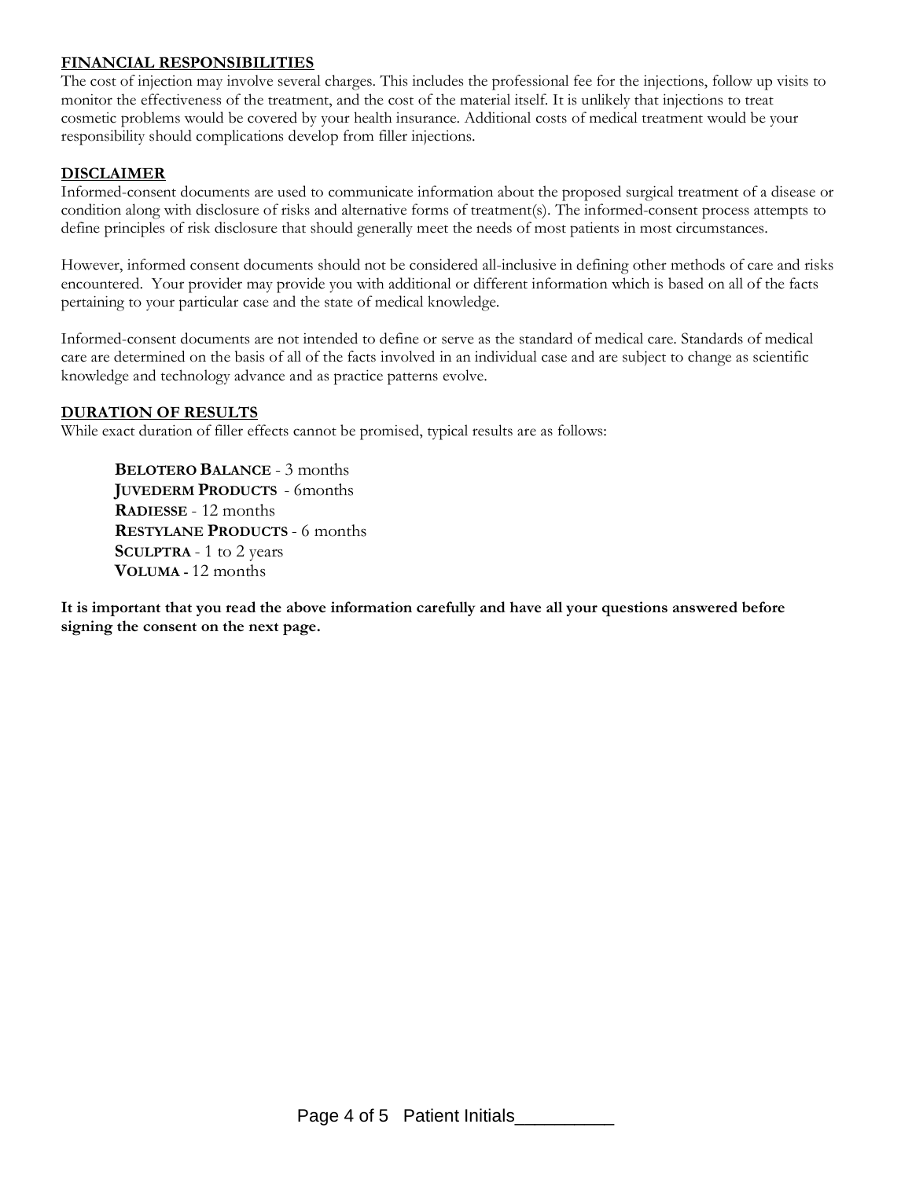## FINANCIAL RESPONSIBILITIES

The cost of injection may involve several charges. This includes the professional fee for the injections, follow up visits to monitor the effectiveness of the treatment, and the cost of the material itself. It is unlikely that injections to treat cosmetic problems would be covered by your health insurance. Additional costs of medical treatment would be your responsibility should complications develop from filler injections.

## DISCLAIMER

Informed-consent documents are used to communicate information about the proposed surgical treatment of a disease or condition along with disclosure of risks and alternative forms of treatment(s). The informed-consent process attempts to define principles of risk disclosure that should generally meet the needs of most patients in most circumstances.

However, informed consent documents should not be considered all-inclusive in defining other methods of care and risks encountered. Your provider may provide you with additional or different information which is based on all of the facts pertaining to your particular case and the state of medical knowledge.

Informed-consent documents are not intended to define or serve as the standard of medical care. Standards of medical care are determined on the basis of all of the facts involved in an individual case and are subject to change as scientific knowledge and technology advance and as practice patterns evolve.

## DURATION OF RESULTS

While exact duration of filler effects cannot be promised, typical results are as follows:

**BELOTERO BALANCE** - 3 months
**JUVEDERM PRODUCTS** - 6months
**RADIESSE** - 12 months
**RESTYLANE PRODUCTS** - 6 months
**SCULPTRA** - 1 to 2 years
**VOLUMA** - 12 months

**It is important that you read the above information carefully and have all your questions answered before signing the consent on the next page.**

Patient Initials__________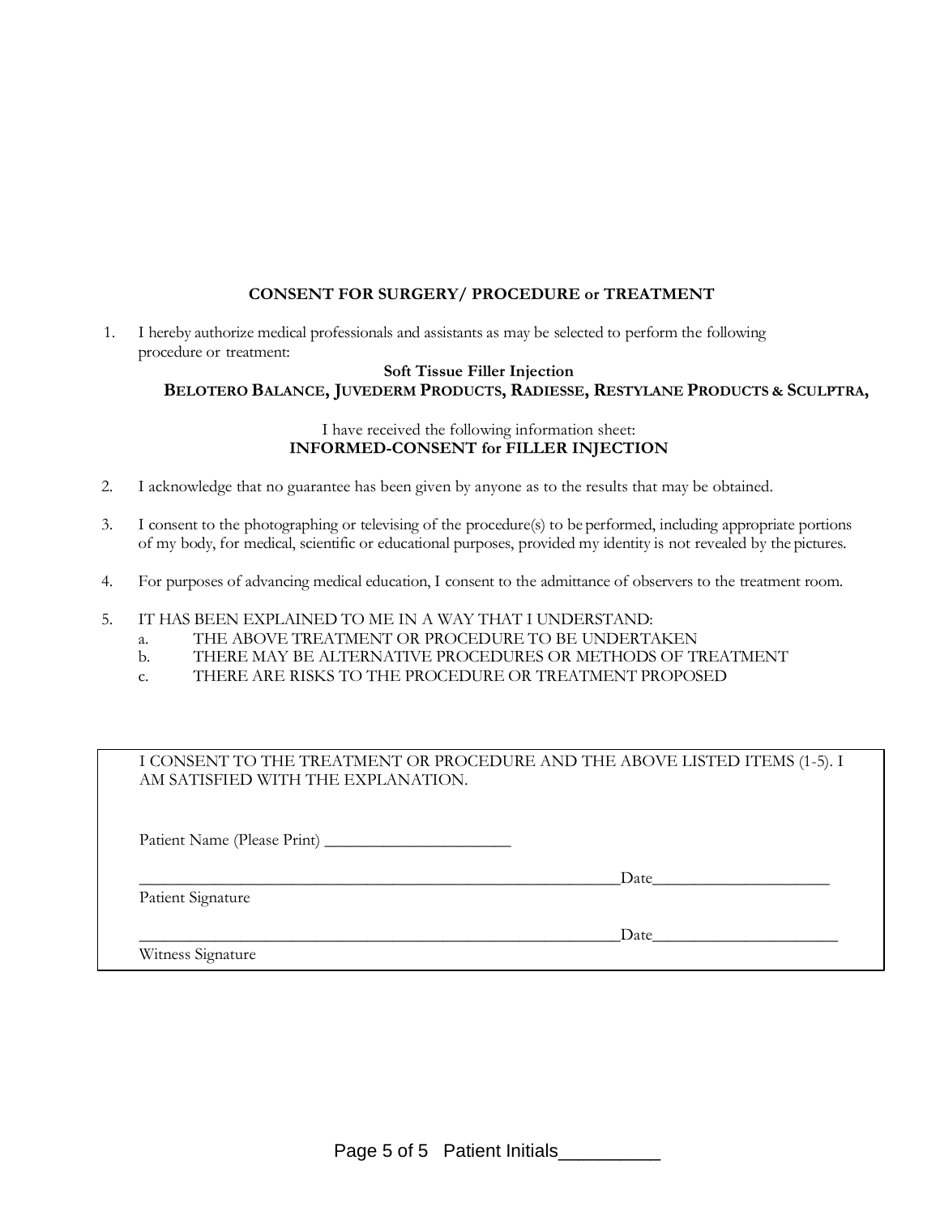## CONSENT FOR SURGERY/ PROCEDURE or TREATMENT

1. I hereby authorize medical professionals and assistants as may be selected to perform the following procedure or treatment:

   **Soft Tissue Filler Injection**
   **BELOTERO BALANCE, JUVEDERM PRODUCTS, RADIESSE, RESTYLANE PRODUCTS & SCULPTRA,**

   I have received the following information sheet:
   **INFORMED-CONSENT for FILLER INJECTION**

2. I acknowledge that no guarantee has been given by anyone as to the results that may be obtained.

3. I consent to the photographing or televising of the procedure(s) to be performed, including appropriate portions of my body, for medical, scientific or educational purposes, provided my identity is not revealed by the pictures.

4. For purposes of advancing medical education, I consent to the admittance of observers to the treatment room.

5. IT HAS BEEN EXPLAINED TO ME IN A WAY THAT I UNDERSTAND:
   a. THE ABOVE TREATMENT OR PROCEDURE TO BE UNDERTAKEN
   b. THERE MAY BE ALTERNATIVE PROCEDURES OR METHODS OF TREATMENT
   c. THERE ARE RISKS TO THE PROCEDURE OR TREATMENT PROPOSED

I CONSENT TO THE TREATMENT OR PROCEDURE AND THE ABOVE LISTED ITEMS (1-5). I AM SATISFIED WITH THE EXPLANATION.

Patient Name (Please Print) ______________________

____________________________________________________________Date_____________________
Patient Signature

____________________________________________________________Date______________________
Witness Signature

Patient Initials__________